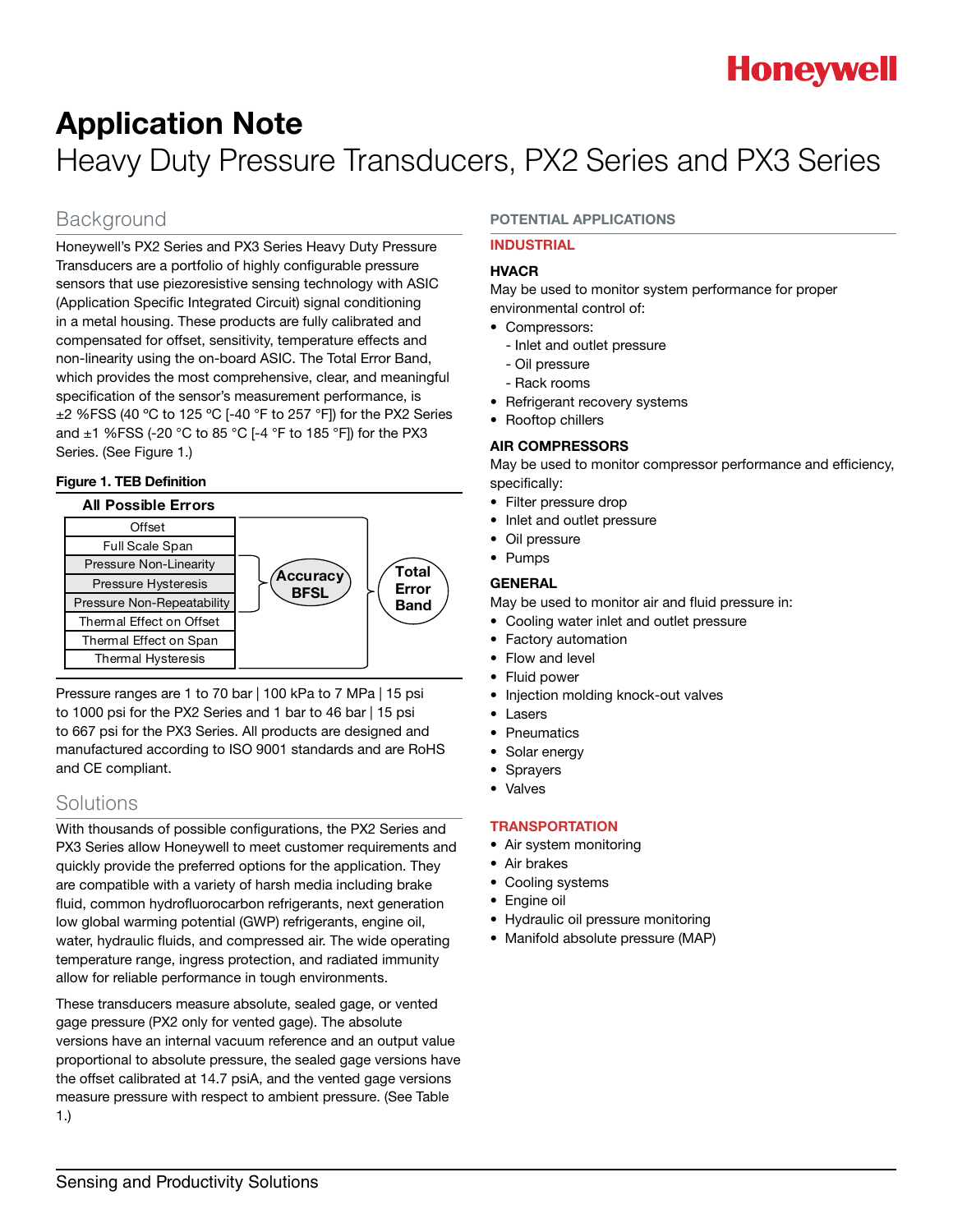# Application Note

## Heavy Duty Pressure Transducers, PX2 Series and PX3 Series

## Background

Honeywell's PX2 Series and PX3 Series Heavy Duty Pressure Transducers are a portfolio of highly configurable pressure sensors that use piezoresistive sensing technology with ASIC (Application Specific Integrated Circuit) signal conditioning in a metal housing. These products are fully calibrated and compensated for offset, sensitivity, temperature effects and non-linearity using the on-board ASIC. The Total Error Band, which provides the most comprehensive, clear, and meaningful specification of the sensor's measurement performance, is ±2 %FSS (40 °C to 125 °C [-40 °F to 257 °F]) for the PX2 Series and ±1 %FSS (-20 °C to 85 °C [-4 °F to 185 °F]) for the PX3 Series. (See Figure 1.)

**Figure 1. TEB Definition**

| All Possible Errors | | |
|---|---|---|
| Offset | | Total Error Band |
| Full Scale Span | | Total Error Band |
| Pressure Non-Linearity | Accuracy BFSL | Total Error Band |
| Pressure Hysteresis | Accuracy BFSL | Total Error Band |
| Pressure Non-Repeatability | Accuracy BFSL | Total Error Band |
| Thermal Effect on Offset | | Total Error Band |
| Thermal Effect on Span | | Total Error Band |
| Thermal Hysteresis | | Total Error Band |

Pressure ranges are 1 to 70 bar | 100 kPa to 7 MPa | 15 psi to 1000 psi for the PX2 Series and 1 bar to 46 bar | 15 psi to 667 psi for the PX3 Series. All products are designed and manufactured according to ISO 9001 standards and are RoHS and CE compliant.

## Solutions

With thousands of possible configurations, the PX2 Series and PX3 Series allow Honeywell to meet customer requirements and quickly provide the preferred options for the application. They are compatible with a variety of harsh media including brake fluid, common hydrofluorocarbon refrigerants, next generation low global warming potential (GWP) refrigerants, engine oil, water, hydraulic fluids, and compressed air. The wide operating temperature range, ingress protection, and radiated immunity allow for reliable performance in tough environments.

These transducers measure absolute, sealed gage, or vented gage pressure (PX2 only for vented gage). The absolute versions have an internal vacuum reference and an output value proportional to absolute pressure, the sealed gage versions have the offset calibrated at 14.7 psiA, and the vented gage versions measure pressure with respect to ambient pressure. (See Table 1.)

### POTENTIAL APPLICATIONS

#### INDUSTRIAL

**HVACR**

May be used to monitor system performance for proper environmental control of:

- Compressors:
  - Inlet and outlet pressure
  - Oil pressure
  - Rack rooms
- Refrigerant recovery systems
- Rooftop chillers

**AIR COMPRESSORS**

May be used to monitor compressor performance and efficiency, specifically:

- Filter pressure drop
- Inlet and outlet pressure
- Oil pressure
- Pumps

**GENERAL**

May be used to monitor air and fluid pressure in:

- Cooling water inlet and outlet pressure
- Factory automation
- Flow and level
- Fluid power
- Injection molding knock-out valves
- Lasers
- Pneumatics
- Solar energy
- Sprayers
- Valves

#### TRANSPORTATION

- Air system monitoring
- Air brakes
- Cooling systems
- Engine oil
- Hydraulic oil pressure monitoring
- Manifold absolute pressure (MAP)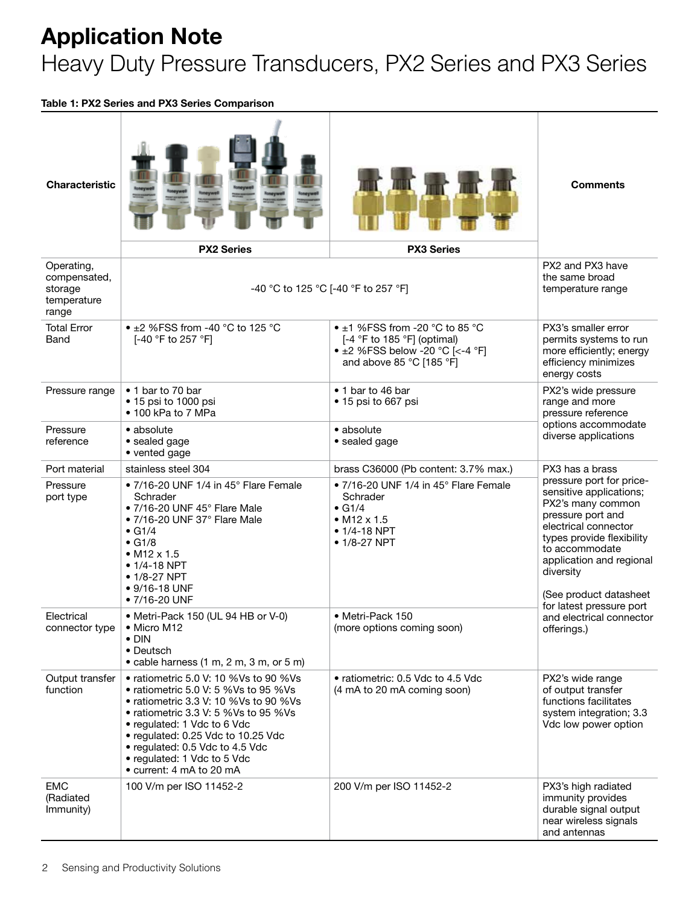# Application Note

## Heavy Duty Pressure Transducers, PX2 Series and PX3 Series

**Table 1: PX2 Series and PX3 Series Comparison**

| Characteristic | PX2 Series | PX3 Series | Comments |
|---|---|---|---|
| Operating, compensated, storage temperature range | -40 °C to 125 °C [-40 °F to 257 °F] | | PX2 and PX3 have the same broad temperature range |
| Total Error Band | • ±2 %FSS from -40 °C to 125 °C [-40 °F to 257 °F] | • ±1 %FSS from -20 °C to 85 °C [-4 °F to 185 °F] (optimal)<br>• ±2 %FSS below -20 °C [<-4 °F] and above 85 °C [185 °F] | PX3's smaller error permits systems to run more efficiently; energy efficiency minimizes energy costs |
| Pressure range | • 1 bar to 70 bar<br>• 15 psi to 1000 psi<br>• 100 kPa to 7 MPa | • 1 bar to 46 bar<br>• 15 psi to 667 psi | PX2's wide pressure range and more pressure reference options accommodate diverse applications |
| Pressure reference | • absolute<br>• sealed gage<br>• vented gage | • absolute<br>• sealed gage | |
| Port material | stainless steel 304 | brass C36000 (Pb content: 3.7% max.) | PX3 has a brass pressure port for price-sensitive applications; PX2's many common pressure port and electrical connector types provide flexibility to accommodate application and regional diversity<br><br>(See product datasheet for latest pressure port and electrical connector offerings.) |
| Pressure port type | • 7/16-20 UNF 1/4 in 45° Flare Female Schrader<br>• 7/16-20 UNF 45° Flare Male<br>• 7/16-20 UNF 37° Flare Male<br>• G1/4<br>• G1/8<br>• M12 x 1.5<br>• 1/4-18 NPT<br>• 1/8-27 NPT<br>• 9/16-18 UNF<br>• 7/16-20 UNF | • 7/16-20 UNF 1/4 in 45° Flare Female Schrader<br>• G1/4<br>• M12 x 1.5<br>• 1/4-18 NPT<br>• 1/8-27 NPT | |
| Electrical connector type | • Metri-Pack 150 (UL 94 HB or V-0)<br>• Micro M12<br>• DIN<br>• Deutsch<br>• cable harness (1 m, 2 m, 3 m, or 5 m) | • Metri-Pack 150<br>(more options coming soon) | |
| Output transfer function | • ratiometric 5.0 V: 10 %Vs to 90 %Vs<br>• ratiometric 5.0 V: 5 %Vs to 95 %Vs<br>• ratiometric 3.3 V: 10 %Vs to 90 %Vs<br>• ratiometric 3.3 V: 5 %Vs to 95 %Vs<br>• regulated: 1 Vdc to 6 Vdc<br>• regulated: 0.25 Vdc to 10.25 Vdc<br>• regulated: 0.5 Vdc to 4.5 Vdc<br>• regulated: 1 Vdc to 5 Vdc<br>• current: 4 mA to 20 mA | • ratiometric: 0.5 Vdc to 4.5 Vdc<br>(4 mA to 20 mA coming soon) | PX2's wide range of output transfer functions facilitates system integration; 3.3 Vdc low power option |
| EMC (Radiated Immunity) | 100 V/m per ISO 11452-2 | 200 V/m per ISO 11452-2 | PX3's high radiated immunity provides durable signal output near wireless signals and antennas |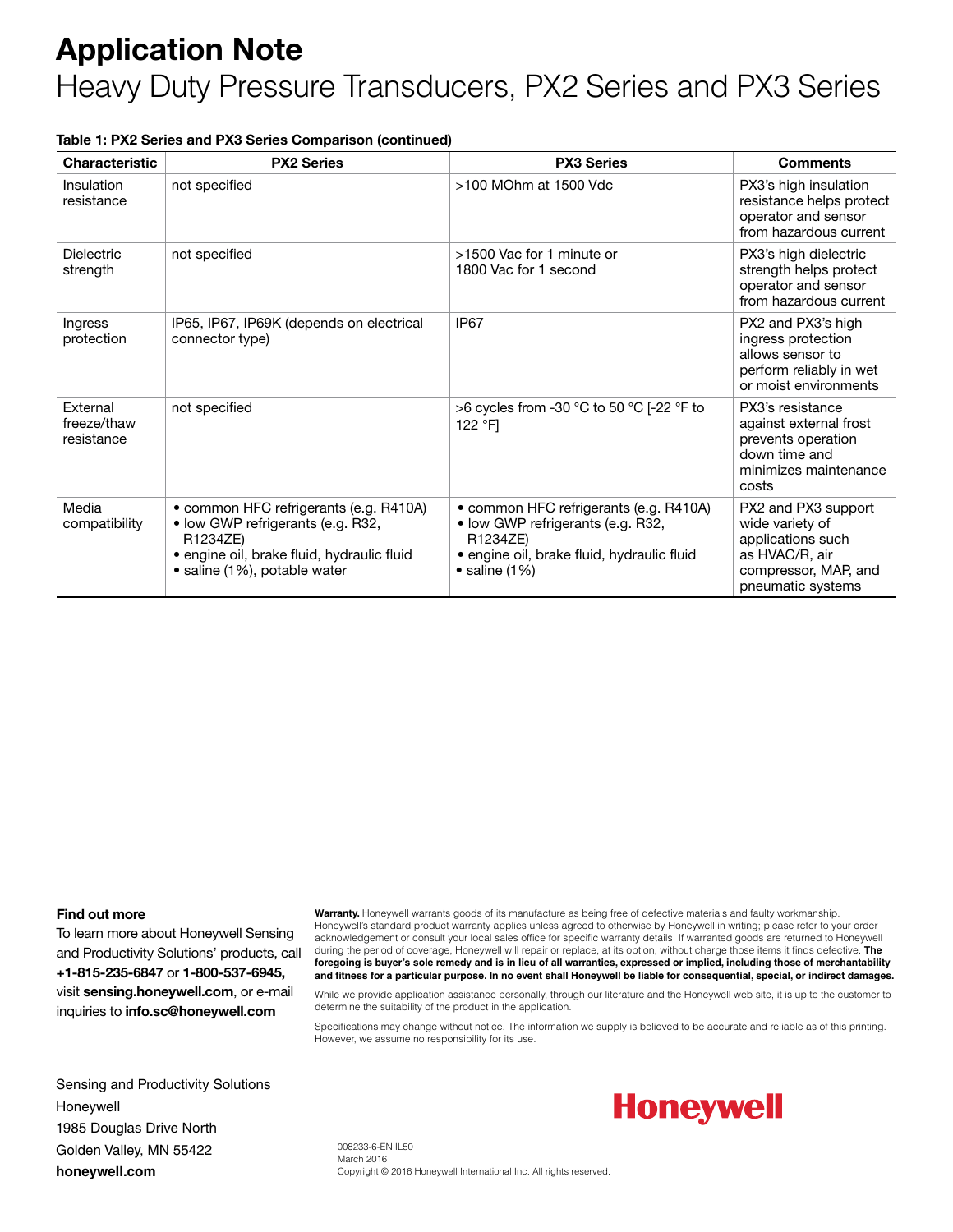# Application Note

## Heavy Duty Pressure Transducers, PX2 Series and PX3 Series

**Table 1: PX2 Series and PX3 Series Comparison (continued)**

| Characteristic | PX2 Series | PX3 Series | Comments |
|---|---|---|---|
| Insulation resistance | not specified | >100 MOhm at 1500 Vdc | PX3's high insulation resistance helps protect operator and sensor from hazardous current |
| Dielectric strength | not specified | >1500 Vac for 1 minute or 1800 Vac for 1 second | PX3's high dielectric strength helps protect operator and sensor from hazardous current |
| Ingress protection | IP65, IP67, IP69K (depends on electrical connector type) | IP67 | PX2 and PX3's high ingress protection allows sensor to perform reliably in wet or moist environments |
| External freeze/thaw resistance | not specified | >6 cycles from -30 °C to 50 °C [-22 °F to 122 °F] | PX3's resistance against external frost prevents operation down time and minimizes maintenance costs |
| Media compatibility | • common HFC refrigerants (e.g. R410A)<br>• low GWP refrigerants (e.g. R32, R1234ZE)<br>• engine oil, brake fluid, hydraulic fluid<br>• saline (1%), potable water | • common HFC refrigerants (e.g. R410A)<br>• low GWP refrigerants (e.g. R32, R1234ZE)<br>• engine oil, brake fluid, hydraulic fluid<br>• saline (1%) | PX2 and PX3 support wide variety of applications such as HVAC/R, air compressor, MAP, and pneumatic systems |

**Find out more**

To learn more about Honeywell Sensing and Productivity Solutions' products, call **+1-815-235-6847** or **1-800-537-6945,** visit **sensing.honeywell.com**, or e-mail inquiries to **info.sc@honeywell.com**

**Warranty.** Honeywell warrants goods of its manufacture as being free of defective materials and faulty workmanship. Honeywell's standard product warranty applies unless agreed to otherwise by Honeywell in writing; please refer to your order acknowledgement or consult your local sales office for specific warranty details. If warranted goods are returned to Honeywell during the period of coverage, Honeywell will repair or replace, at its option, without charge those items it finds defective. **The foregoing is buyer's sole remedy and is in lieu of all warranties, expressed or implied, including those of merchantability and fitness for a particular purpose. In no event shall Honeywell be liable for consequential, special, or indirect damages.**

While we provide application assistance personally, through our literature and the Honeywell web site, it is up to the customer to determine the suitability of the product in the application.

Specifications may change without notice. The information we supply is believed to be accurate and reliable as of this printing. However, we assume no responsibility for its use.

Sensing and Productivity Solutions
Honeywell
1985 Douglas Drive North
Golden Valley, MN 55422
**honeywell.com**

**Honeywell**

008233-6-EN IL50
March 2016
Copyright © 2016 Honeywell International Inc. All rights reserved.